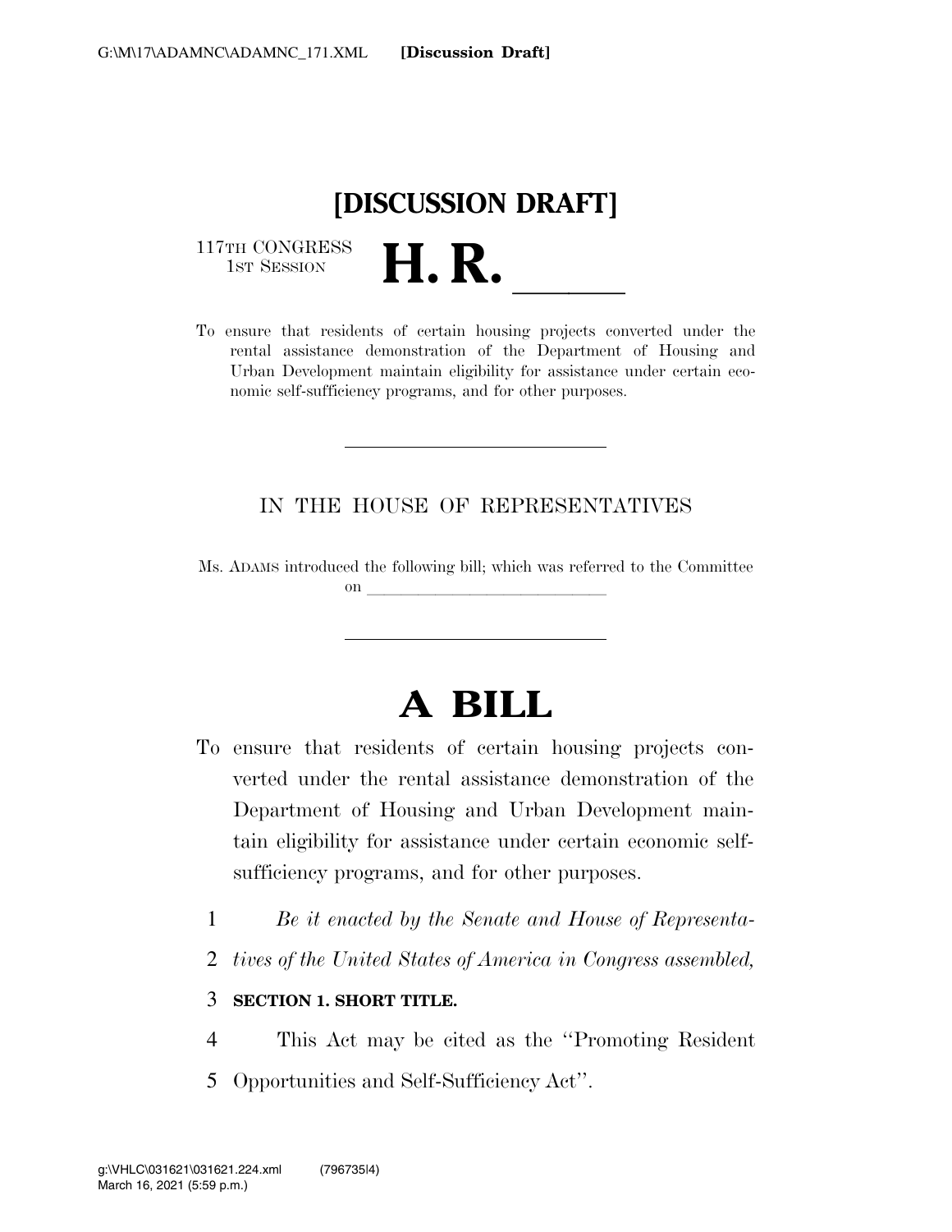**[DISCUSSION DRAFT]**

117TH CONGRESS
1ST SESSION

# H. R. \_\_\_\_\_\_

To ensure that residents of certain housing projects converted under the rental assistance demonstration of the Department of Housing and Urban Development maintain eligibility for assistance under certain economic self-sufficiency programs, and for other purposes.

---

IN THE HOUSE OF REPRESENTATIVES

Ms. ADAMS introduced the following bill; which was referred to the Committee on \_\_\_\_\_\_\_\_\_\_\_\_\_\_\_\_\_\_\_\_\_\_\_\_\_\_\_\_

---

# A BILL

To ensure that residents of certain housing projects converted under the rental assistance demonstration of the Department of Housing and Urban Development maintain eligibility for assistance under certain economic self-sufficiency programs, and for other purposes.

1 *Be it enacted by the Senate and House of Representa-*
2 *tives of the United States of America in Congress assembled,*

3 **SECTION 1. SHORT TITLE.**

4 This Act may be cited as the ''Promoting Resident
5 Opportunities and Self-Sufficiency Act''.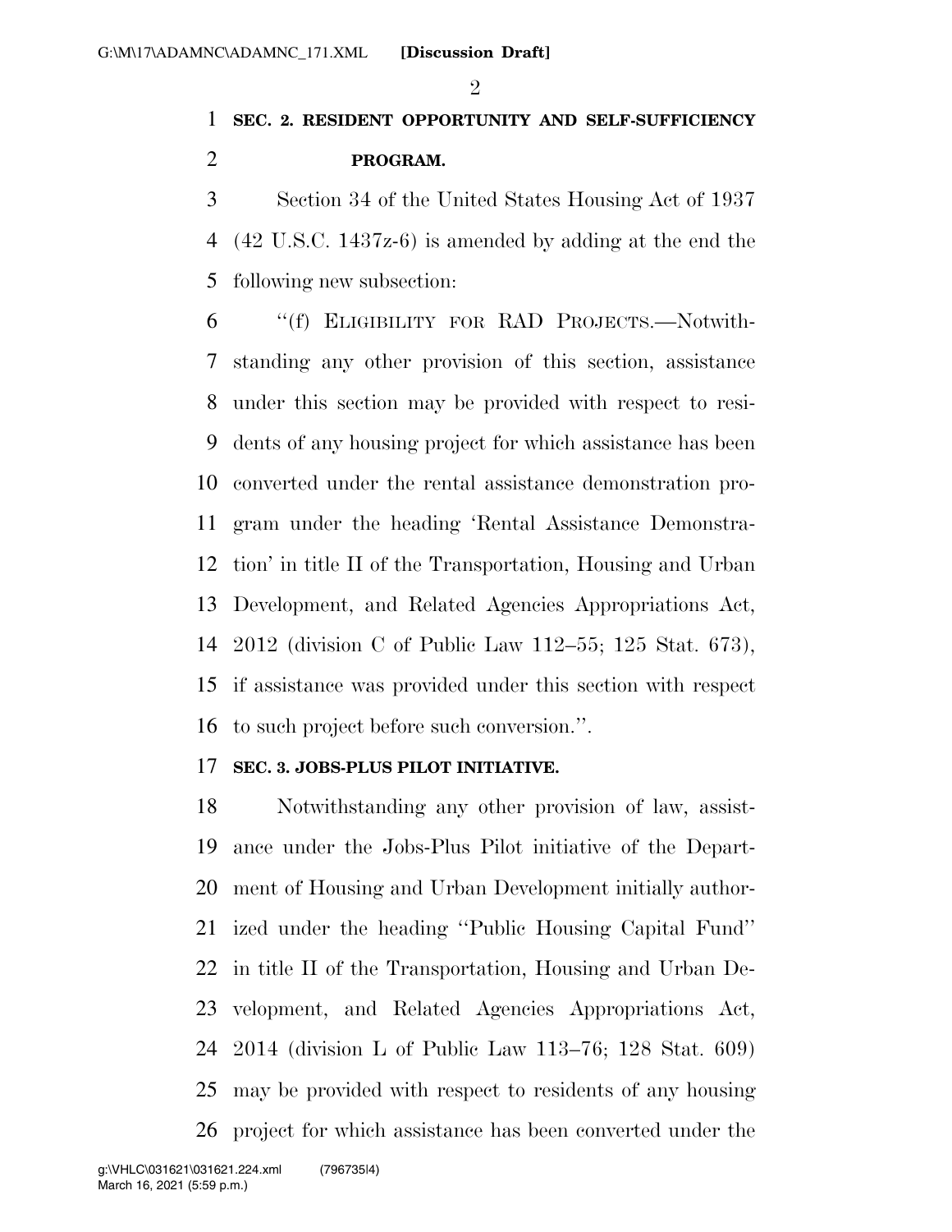**SEC. 2. RESIDENT OPPORTUNITY AND SELF-SUFFICIENCY PROGRAM.**

Section 34 of the United States Housing Act of 1937 (42 U.S.C. 1437z-6) is amended by adding at the end the following new subsection:

"(f) ELIGIBILITY FOR RAD PROJECTS.—Notwithstanding any other provision of this section, assistance under this section may be provided with respect to residents of any housing project for which assistance has been converted under the rental assistance demonstration program under the heading 'Rental Assistance Demonstration' in title II of the Transportation, Housing and Urban Development, and Related Agencies Appropriations Act, 2012 (division C of Public Law 112–55; 125 Stat. 673), if assistance was provided under this section with respect to such project before such conversion.".

**SEC. 3. JOBS-PLUS PILOT INITIATIVE.**

Notwithstanding any other provision of law, assistance under the Jobs-Plus Pilot initiative of the Department of Housing and Urban Development initially authorized under the heading "Public Housing Capital Fund" in title II of the Transportation, Housing and Urban Development, and Related Agencies Appropriations Act, 2014 (division L of Public Law 113–76; 128 Stat. 609) may be provided with respect to residents of any housing project for which assistance has been converted under the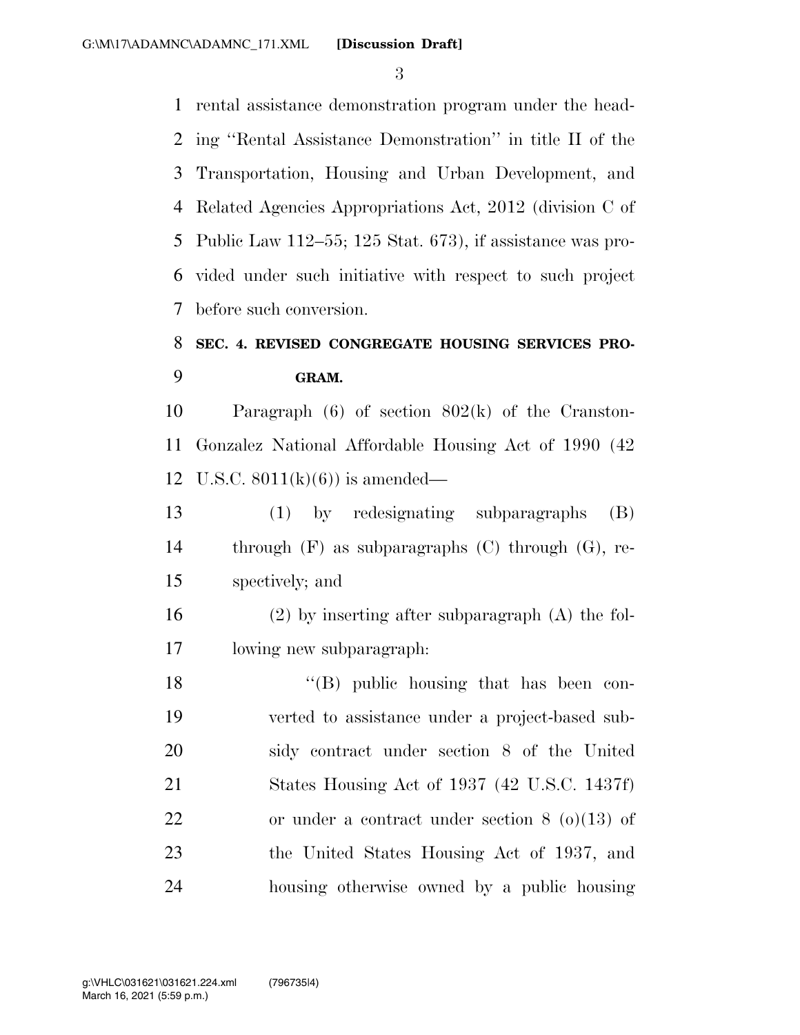rental assistance demonstration program under the heading ''Rental Assistance Demonstration'' in title II of the Transportation, Housing and Urban Development, and Related Agencies Appropriations Act, 2012 (division C of Public Law 112–55; 125 Stat. 673), if assistance was provided under such initiative with respect to such project before such conversion.

**SEC. 4. REVISED CONGREGATE HOUSING SERVICES PROGRAM.**

Paragraph (6) of section 802(k) of the Cranston-Gonzalez National Affordable Housing Act of 1990 (42 U.S.C. 8011(k)(6)) is amended—

(1) by redesignating subparagraphs (B) through (F) as subparagraphs (C) through (G), respectively; and

(2) by inserting after subparagraph (A) the following new subparagraph:

''(B) public housing that has been converted to assistance under a project-based subsidy contract under section 8 of the United States Housing Act of 1937 (42 U.S.C. 1437f) or under a contract under section 8 (o)(13) of the United States Housing Act of 1937, and housing otherwise owned by a public housing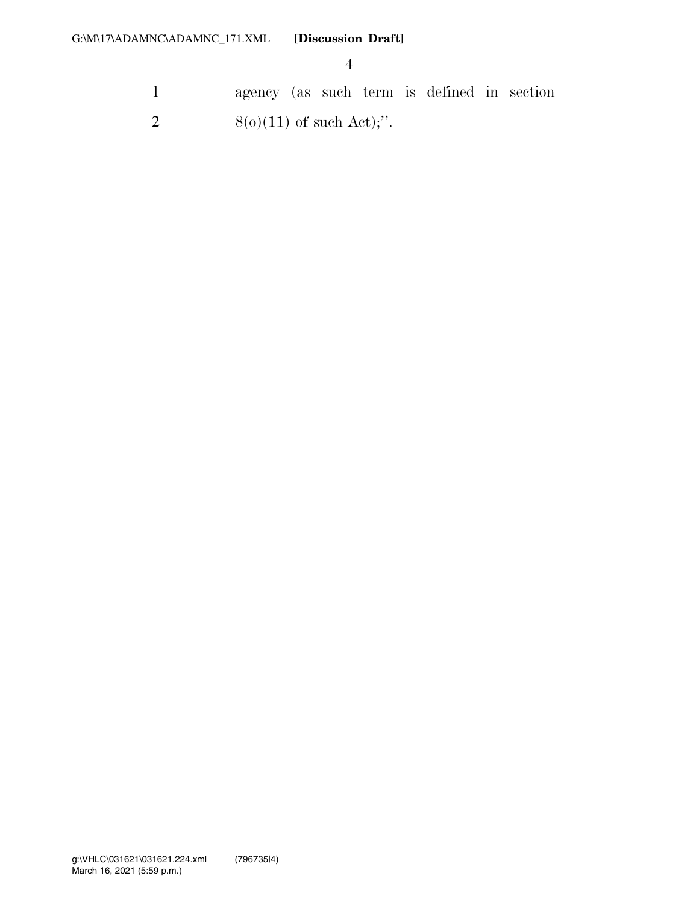agency (as such term is defined in section 8(o)(11) of such Act);''.